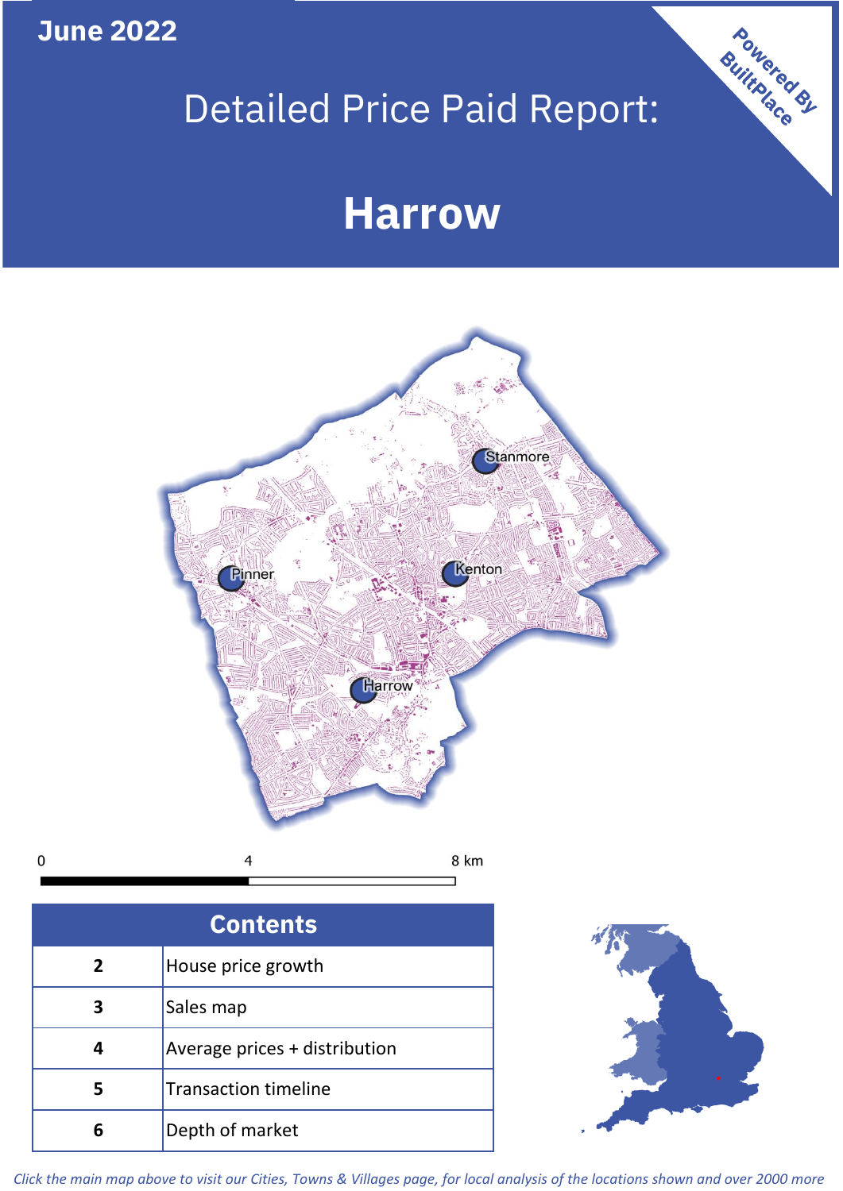June 2022

# Detailed Price Paid Report:

# Harrow

Powered By BuiltPlace

Stanmore

Pinner

Kenton

Harrow

0 4 8 km

| Contents | |
|---|---|
| 2 | House price growth |
| 3 | Sales map |
| 4 | Average prices + distribution |
| 5 | Transaction timeline |
| 6 | Depth of market |

*Click the main map above to visit our Cities, Towns & Villages page, for local analysis of the locations shown and over 2000 more*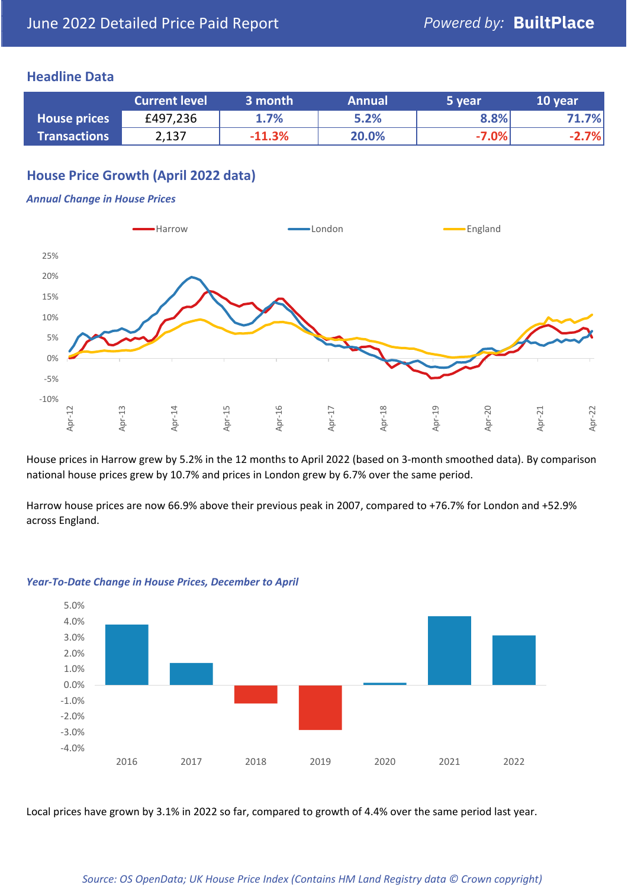June 2022 Detailed Price Paid Report

*Powered by:* **BuiltPlace**

## Headline Data

| | Current level | 3 month | Annual | 5 year | 10 year |
|---|---|---|---|---|---|
| **House prices** | £497,236 | 1.7% | 5.2% | 8.8% | 71.7% |
| **Transactions** | 2,137 | -11.3% | 20.0% | -7.0% | -2.7% |

## House Price Growth (April 2022 data)

### *Annual Change in House Prices*

House prices in Harrow grew by 5.2% in the 12 months to April 2022 (based on 3-month smoothed data). By comparison national house prices grew by 10.7% and prices in London grew by 6.7% over the same period.

Harrow house prices are now 66.9% above their previous peak in 2007, compared to +76.7% for London and +52.9% across England.

### *Year-To-Date Change in House Prices, December to April*

Local prices have grown by 3.1% in 2022 so far, compared to growth of 4.4% over the same period last year.

*Source: OS OpenData; UK House Price Index (Contains HM Land Registry data © Crown copyright)*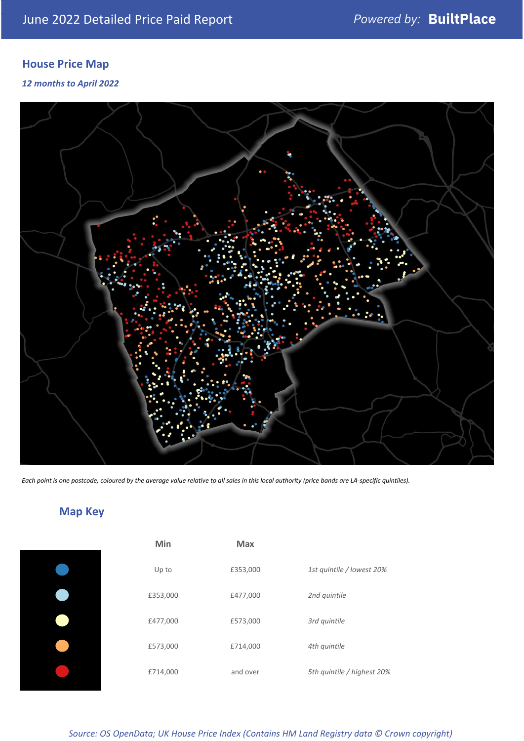# June 2022 Detailed Price Paid Report

Powered by: **BuiltPlace**

## House Price Map

*12 months to April 2022*

*Each point is one postcode, coloured by the average value relative to all sales in this local authority (price bands are LA-specific quintiles).*

## Map Key

| | Min | Max | |
|---|---|---|---|
| (dark blue) | Up to | £353,000 | *1st quintile / lowest 20%* |
| (light blue) | £353,000 | £477,000 | *2nd quintile* |
| (pale yellow) | £477,000 | £573,000 | *3rd quintile* |
| (orange) | £573,000 | £714,000 | *4th quintile* |
| (red) | £714,000 | and over | *5th quintile / highest 20%* |

*Source: OS OpenData; UK House Price Index (Contains HM Land Registry data © Crown copyright)*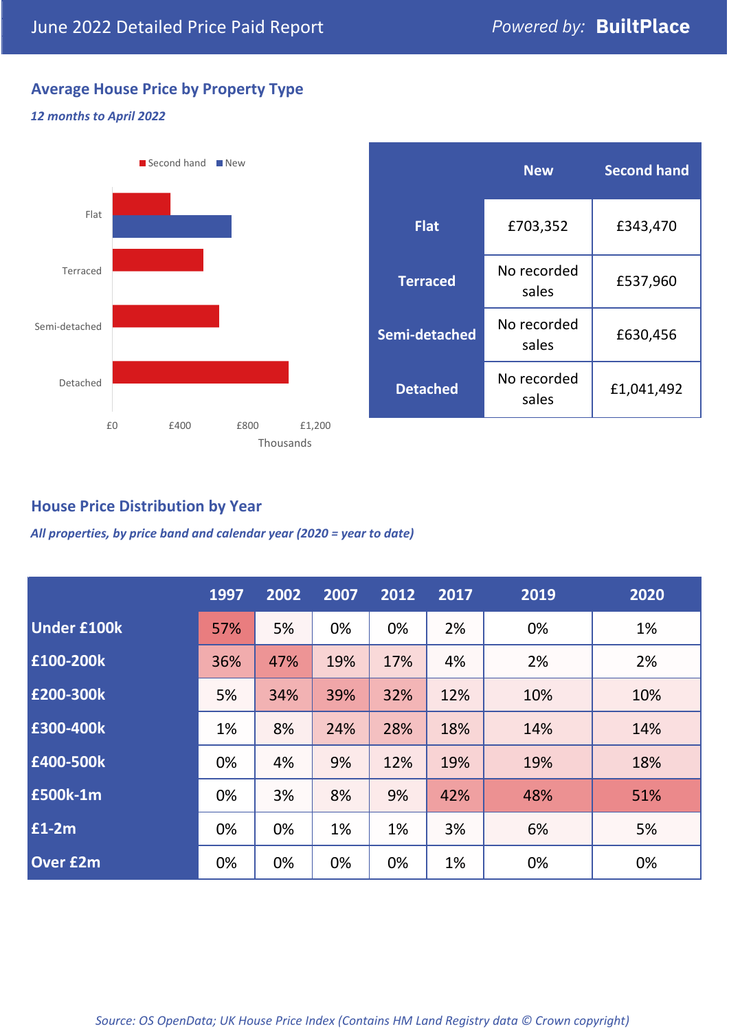June 2022 Detailed Price Paid Report

*Powered by:* **BuiltPlace**

## Average House Price by Property Type

***12 months to April 2022***

Second hand · New

Flat · Terraced · Semi-detached · Detached

£0 · £400 · £800 · £1,200

Thousands

| | New | Second hand |
|---|---|---|
| **Flat** | £703,352 | £343,470 |
| **Terraced** | No recorded sales | £537,960 |
| **Semi-detached** | No recorded sales | £630,456 |
| **Detached** | No recorded sales | £1,041,492 |

## House Price Distribution by Year

***All properties, by price band and calendar year (2020 = year to date)***

| | 1997 | 2002 | 2007 | 2012 | 2017 | 2019 | 2020 |
|---|---|---|---|---|---|---|---|
| **Under £100k** | 57% | 5% | 0% | 0% | 2% | 0% | 1% |
| **£100-200k** | 36% | 47% | 19% | 17% | 4% | 2% | 2% |
| **£200-300k** | 5% | 34% | 39% | 32% | 12% | 10% | 10% |
| **£300-400k** | 1% | 8% | 24% | 28% | 18% | 14% | 14% |
| **£400-500k** | 0% | 4% | 9% | 12% | 19% | 19% | 18% |
| **£500k-1m** | 0% | 3% | 8% | 9% | 42% | 48% | 51% |
| **£1-2m** | 0% | 0% | 1% | 1% | 3% | 6% | 5% |
| **Over £2m** | 0% | 0% | 0% | 0% | 1% | 0% | 0% |

*Source: OS OpenData; UK House Price Index (Contains HM Land Registry data © Crown copyright)*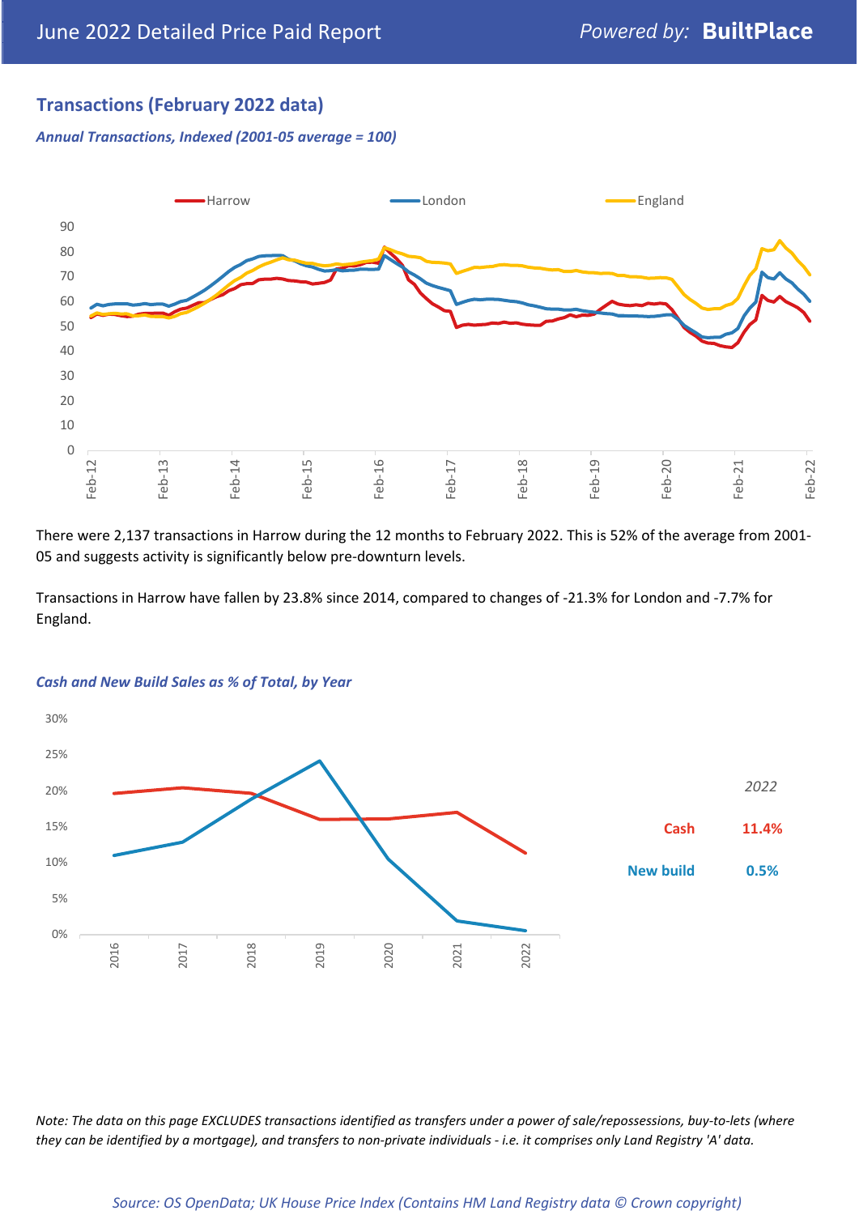## Transactions (February 2022 data)

*Annual Transactions, Indexed (2001-05 average = 100)*

There were 2,137 transactions in Harrow during the 12 months to February 2022. This is 52% of the average from 2001-05 and suggests activity is significantly below pre-downturn levels.

Transactions in Harrow have fallen by 23.8% since 2014, compared to changes of -21.3% for London and -7.7% for England.

*Cash and New Build Sales as % of Total, by Year*

| 2022 | |
|---|---|
| Cash | 11.4% |
| New build | 0.5% |

*Note: The data on this page EXCLUDES transactions identified as transfers under a power of sale/repossessions, buy-to-lets (where they can be identified by a mortgage), and transfers to non-private individuals - i.e. it comprises only Land Registry 'A' data.*

*Source: OS OpenData; UK House Price Index (Contains HM Land Registry data © Crown copyright)*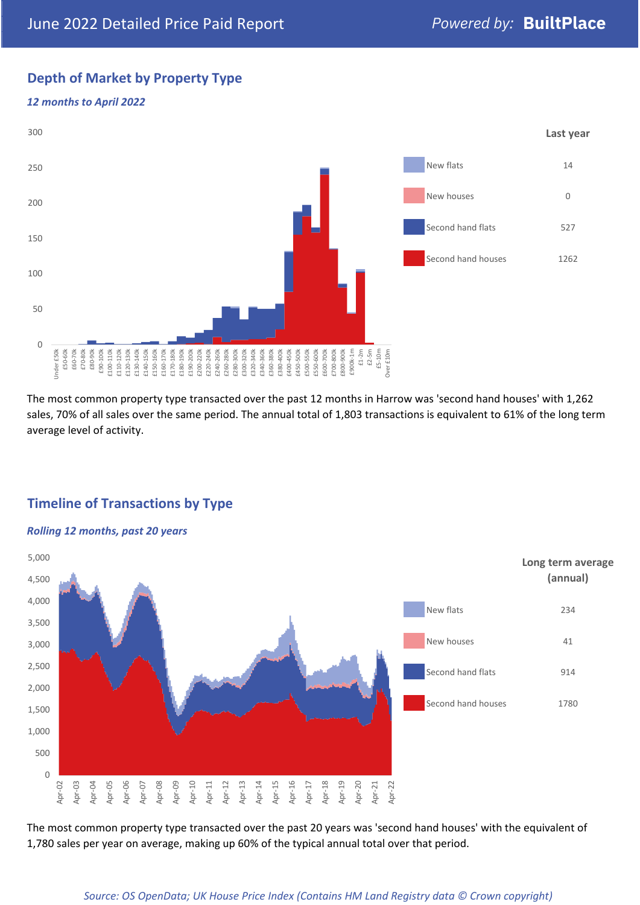June 2022 Detailed Price Paid Report

Powered by: **BuiltPlace**

## Depth of Market by Property Type

*12 months to April 2022*

300
250
200
150
100
50
0

Under £50k, £50-60k, £60-70k, £70-80k, £80-90k, £90-100k, £100-110k, £110-120k, £120-130k, £130-140k, £140-150k, £150-160k, £160-170k, £170-180k, £180-190k, £190-200k, £200-220k, £220-240k, £240-260k, £260-280k, £280-300k, £300-320k, £320-340k, £340-360k, £360-380k, £380-400k, £400-450k, £450-500k, £500-550k, £550-600k, £600-700k, £700-800k, £800-900k, £900k-1m, £1-2m, £2-5m, £5-10m, Over £10m

Last year

New flats 14

New houses 0

Second hand flats 527

Second hand houses 1262

The most common property type transacted over the past 12 months in Harrow was 'second hand houses' with 1,262 sales, 70% of all sales over the same period. The annual total of 1,803 transactions is equivalent to 61% of the long term average level of activity.

## Timeline of Transactions by Type

*Rolling 12 months, past 20 years*

5,000
4,500
4,000
3,500
3,000
2,500
2,000
1,500
1,000
500
0

Apr-02, Apr-03, Apr-04, Apr-05, Apr-06, Apr-07, Apr-08, Apr-09, Apr-10, Apr-11, Apr-12, Apr-13, Apr-14, Apr-15, Apr-16, Apr-17, Apr-18, Apr-19, Apr-20, Apr-21, Apr-22

Long term average (annual)

New flats 234

New houses 41

Second hand flats 914

Second hand houses 1780

The most common property type transacted over the past 20 years was 'second hand houses' with the equivalent of 1,780 sales per year on average, making up 60% of the typical annual total over that period.

*Source: OS OpenData; UK House Price Index (Contains HM Land Registry data © Crown copyright)*